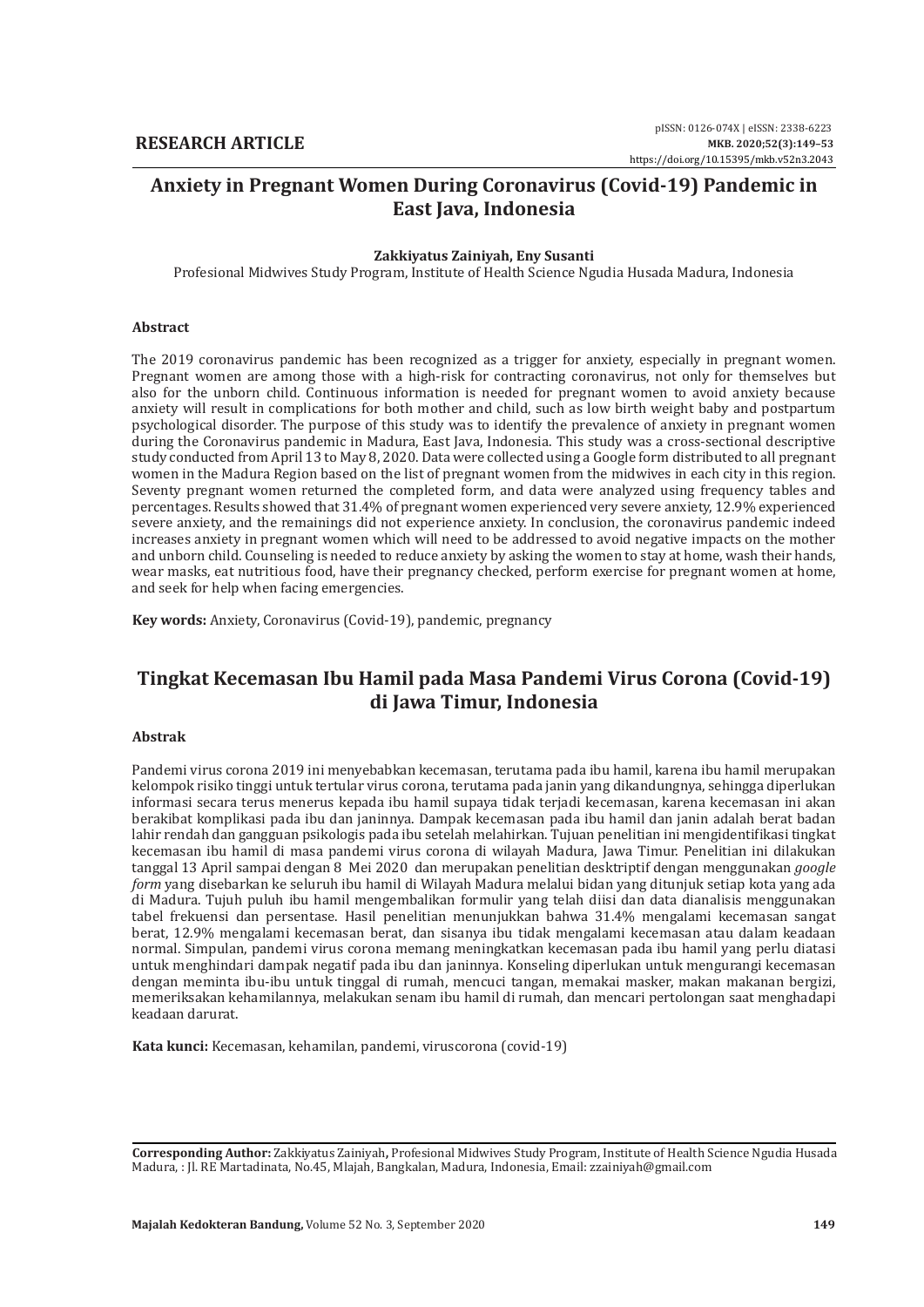**RESEARCH ARTICLE**

pISSN: 0126-074X | eISSN: 2338-6223
MKB. 2020;52(3):149–53
https://doi.org/10.15395/mkb.v52n3.2043

# Anxiety in Pregnant Women During Coronavirus (Covid-19) Pandemic in East Java, Indonesia

**Zakkiyatus Zainiyah, Eny Susanti**

Profesional Midwives Study Program, Institute of Health Science Ngudia Husada Madura, Indonesia

### Abstract

The 2019 coronavirus pandemic has been recognized as a trigger for anxiety, especially in pregnant women. Pregnant women are among those with a high-risk for contracting coronavirus, not only for themselves but also for the unborn child. Continuous information is needed for pregnant women to avoid anxiety because anxiety will result in complications for both mother and child, such as low birth weight baby and postpartum psychological disorder. The purpose of this study was to identify the prevalence of anxiety in pregnant women during the Coronavirus pandemic in Madura, East Java, Indonesia. This study was a cross-sectional descriptive study conducted from April 13 to May 8, 2020. Data were collected using a Google form distributed to all pregnant women in the Madura Region based on the list of pregnant women from the midwives in each city in this region. Seventy pregnant women returned the completed form, and data were analyzed using frequency tables and percentages. Results showed that 31.4% of pregnant women experienced very severe anxiety, 12.9% experienced severe anxiety, and the remainings did not experience anxiety. In conclusion, the coronavirus pandemic indeed increases anxiety in pregnant women which will need to be addressed to avoid negative impacts on the mother and unborn child. Counseling is needed to reduce anxiety by asking the women to stay at home, wash their hands, wear masks, eat nutritious food, have their pregnancy checked, perform exercise for pregnant women at home, and seek for help when facing emergencies.

**Key words:** Anxiety, Coronavirus (Covid-19), pandemic, pregnancy

# Tingkat Kecemasan Ibu Hamil pada Masa Pandemi Virus Corona (Covid-19) di Jawa Timur, Indonesia

### Abstrak

Pandemi virus corona 2019 ini menyebabkan kecemasan, terutama pada ibu hamil, karena ibu hamil merupakan kelompok risiko tinggi untuk tertular virus corona, terutama pada janin yang dikandungnya, sehingga diperlukan informasi secara terus menerus kepada ibu hamil supaya tidak terjadi kecemasan, karena kecemasan ini akan berakibat komplikasi pada ibu dan janinnya. Dampak kecemasan pada ibu hamil dan janin adalah berat badan lahir rendah dan gangguan psikologis pada ibu setelah melahirkan. Tujuan penelitian ini mengidentifikasi tingkat kecemasan ibu hamil di masa pandemi virus corona di wilayah Madura, Jawa Timur. Penelitian ini dilakukan tanggal 13 April sampai dengan 8 Mei 2020 dan merupakan penelitian desktriptif dengan menggunakan *google form* yang disebarkan ke seluruh ibu hamil di Wilayah Madura melalui bidan yang ditunjuk setiap kota yang ada di Madura. Tujuh puluh ibu hamil mengembalikan formulir yang telah diisi dan data dianalisis menggunakan tabel frekuensi dan persentase. Hasil penelitian menunjukkan bahwa 31.4% mengalami kecemasan sangat berat, 12.9% mengalami kecemasan berat, dan sisanya ibu tidak mengalami kecemasan atau dalam keadaan normal. Simpulan, pandemi virus corona memang meningkatkan kecemasan pada ibu hamil yang perlu diatasi untuk menghindari dampak negatif pada ibu dan janinnya. Konseling diperlukan untuk mengurangi kecemasan dengan meminta ibu-ibu untuk tinggal di rumah, mencuci tangan, memakai masker, makan makanan bergizi, memeriksakan kehamilannya, melakukan senam ibu hamil di rumah, dan mencari pertolongan saat menghadapi keadaan darurat.

**Kata kunci:** Kecemasan, kehamilan, pandemi, viruscorona (covid-19)

---

**Corresponding Author:** Zakkiyatus Zainiyah**,** Profesional Midwives Study Program, Institute of Health Science Ngudia Husada Madura, : Jl. RE Martadinata, No.45, Mlajah, Bangkalan, Madura, Indonesia, Email: zzainiyah@gmail.com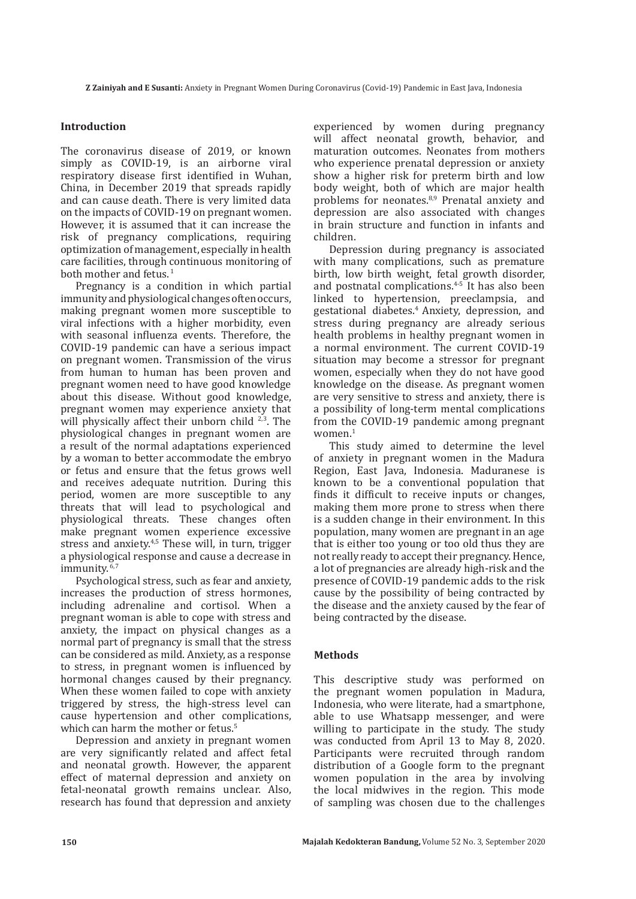## Introduction

The coronavirus disease of 2019, or known simply as COVID-19, is an airborne viral respiratory disease first identified in Wuhan, China, in December 2019 that spreads rapidly and can cause death. There is very limited data on the impacts of COVID-19 on pregnant women. However, it is assumed that it can increase the risk of pregnancy complications, requiring optimization of management, especially in health care facilities, through continuous monitoring of both mother and fetus. [1]

Pregnancy is a condition in which partial immunity and physiological changes often occurs, making pregnant women more susceptible to viral infections with a higher morbidity, even with seasonal influenza events. Therefore, the COVID-19 pandemic can have a serious impact on pregnant women. Transmission of the virus from human to human has been proven and pregnant women need to have good knowledge about this disease. Without good knowledge, pregnant women may experience anxiety that will physically affect their unborn child [2,3]. The physiological changes in pregnant women are a result of the normal adaptations experienced by a woman to better accommodate the embryo or fetus and ensure that the fetus grows well and receives adequate nutrition. During this period, women are more susceptible to any threats that will lead to psychological and physiological threats. These changes often make pregnant women experience excessive stress and anxiety.[4,5] These will, in turn, trigger a physiological response and cause a decrease in immunity. [6,7]

Psychological stress, such as fear and anxiety, increases the production of stress hormones, including adrenaline and cortisol. When a pregnant woman is able to cope with stress and anxiety, the impact on physical changes as a normal part of pregnancy is small that the stress can be considered as mild. Anxiety, as a response to stress, in pregnant women is influenced by hormonal changes caused by their pregnancy. When these women failed to cope with anxiety triggered by stress, the high-stress level can cause hypertension and other complications, which can harm the mother or fetus.[5]

Depression and anxiety in pregnant women are very significantly related and affect fetal and neonatal growth. However, the apparent effect of maternal depression and anxiety on fetal-neonatal growth remains unclear. Also, research has found that depression and anxiety experienced by women during pregnancy will affect neonatal growth, behavior, and maturation outcomes. Neonates from mothers who experience prenatal depression or anxiety show a higher risk for preterm birth and low body weight, both of which are major health problems for neonates.[8,9] Prenatal anxiety and depression are also associated with changes in brain structure and function in infants and children.

Depression during pregnancy is associated with many complications, such as premature birth, low birth weight, fetal growth disorder, and postnatal complications.[4-5] It has also been linked to hypertension, preeclampsia, and gestational diabetes.[4] Anxiety, depression, and stress during pregnancy are already serious health problems in healthy pregnant women in a normal environment. The current COVID-19 situation may become a stressor for pregnant women, especially when they do not have good knowledge on the disease. As pregnant women are very sensitive to stress and anxiety, there is a possibility of long-term mental complications from the COVID-19 pandemic among pregnant women.[1]

This study aimed to determine the level of anxiety in pregnant women in the Madura Region, East Java, Indonesia. Maduranese is known to be a conventional population that finds it difficult to receive inputs or changes, making them more prone to stress when there is a sudden change in their environment. In this population, many women are pregnant in an age that is either too young or too old thus they are not really ready to accept their pregnancy. Hence, a lot of pregnancies are already high-risk and the presence of COVID-19 pandemic adds to the risk cause by the possibility of being contracted by the disease and the anxiety caused by the fear of being contracted by the disease.

## Methods

This descriptive study was performed on the pregnant women population in Madura, Indonesia, who were literate, had a smartphone, able to use Whatsapp messenger, and were willing to participate in the study. The study was conducted from April 13 to May 8, 2020. Participants were recruited through random distribution of a Google form to the pregnant women population in the area by involving the local midwives in the region. This mode of sampling was chosen due to the challenges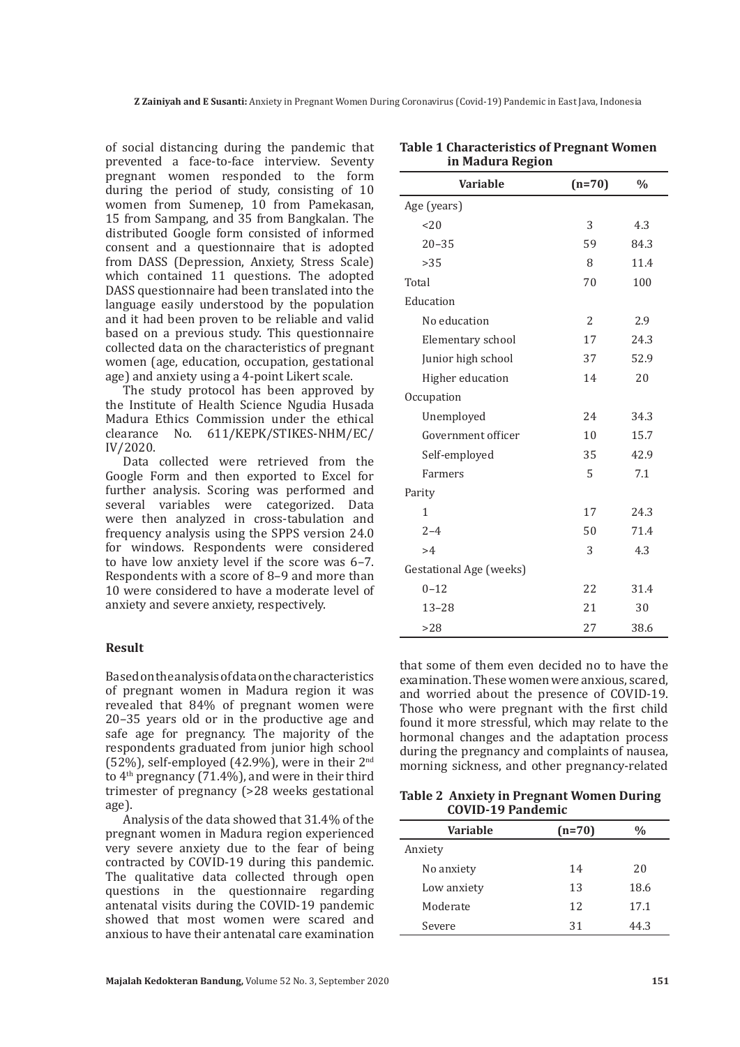of social distancing during the pandemic that prevented a face-to-face interview. Seventy pregnant women responded to the form during the period of study, consisting of 10 women from Sumenep, 10 from Pamekasan, 15 from Sampang, and 35 from Bangkalan. The distributed Google form consisted of informed consent and a questionnaire that is adopted from DASS (Depression, Anxiety, Stress Scale) which contained 11 questions. The adopted DASS questionnaire had been translated into the language easily understood by the population and it had been proven to be reliable and valid based on a previous study. This questionnaire collected data on the characteristics of pregnant women (age, education, occupation, gestational age) and anxiety using a 4-point Likert scale.

The study protocol has been approved by the Institute of Health Science Ngudia Husada Madura Ethics Commission under the ethical clearance No. 611/KEPK/STIKES-NHM/EC/IV/2020.

Data collected were retrieved from the Google Form and then exported to Excel for further analysis. Scoring was performed and several variables were categorized. Data were then analyzed in cross-tabulation and frequency analysis using the SPPS version 24.0 for windows. Respondents were considered to have low anxiety level if the score was 6–7. Respondents with a score of 8–9 and more than 10 were considered to have a moderate level of anxiety and severe anxiety, respectively.

**Table 1 Characteristics of Pregnant Women in Madura Region**

| Variable | (n=70) | % |
|---|---|---|
| Age (years) | | |
| <20 | 3 | 4.3 |
| 20–35 | 59 | 84.3 |
| >35 | 8 | 11.4 |
| Total | 70 | 100 |
| Education | | |
| No education | 2 | 2.9 |
| Elementary school | 17 | 24.3 |
| Junior high school | 37 | 52.9 |
| Higher education | 14 | 20 |
| Occupation | | |
| Unemployed | 24 | 34.3 |
| Government officer | 10 | 15.7 |
| Self-employed | 35 | 42.9 |
| Farmers | 5 | 7.1 |
| Parity | | |
| 1 | 17 | 24.3 |
| 2–4 | 50 | 71.4 |
| >4 | 3 | 4.3 |
| Gestational Age (weeks) | | |
| 0–12 | 22 | 31.4 |
| 13–28 | 21 | 30 |
| >28 | 27 | 38.6 |

## Result

Based on the analysis of data on the characteristics of pregnant women in Madura region it was revealed that 84% of pregnant women were 20–35 years old or in the productive age and safe age for pregnancy. The majority of the respondents graduated from junior high school (52%), self-employed (42.9%), were in their 2nd to 4th pregnancy (71.4%), and were in their third trimester of pregnancy (>28 weeks gestational age).

Analysis of the data showed that 31.4% of the pregnant women in Madura region experienced very severe anxiety due to the fear of being contracted by COVID-19 during this pandemic. The qualitative data collected through open questions in the questionnaire regarding antenatal visits during the COVID-19 pandemic showed that most women were scared and anxious to have their antenatal care examination that some of them even decided no to have the examination. These women were anxious, scared, and worried about the presence of COVID-19. Those who were pregnant with the first child found it more stressful, which may relate to the hormonal changes and the adaptation process during the pregnancy and complaints of nausea, morning sickness, and other pregnancy-related

**Table 2 Anxiety in Pregnant Women During COVID-19 Pandemic**

| Variable | (n=70) | % |
|---|---|---|
| Anxiety | | |
| No anxiety | 14 | 20 |
| Low anxiety | 13 | 18.6 |
| Moderate | 12 | 17.1 |
| Severe | 31 | 44.3 |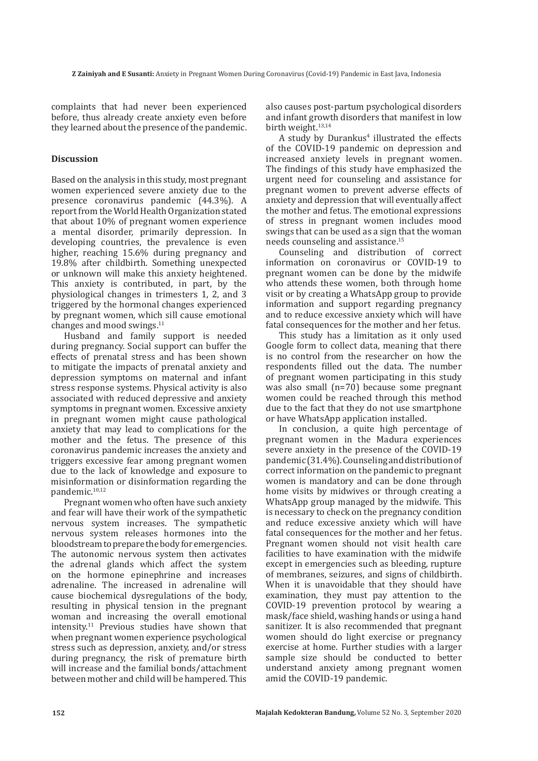complaints that had never been experienced before, thus already create anxiety even before they learned about the presence of the pandemic.

## Discussion

Based on the analysis in this study, most pregnant women experienced severe anxiety due to the presence coronavirus pandemic (44.3%). A report from the World Health Organization stated that about 10% of pregnant women experience a mental disorder, primarily depression. In developing countries, the prevalence is even higher, reaching 15.6% during pregnancy and 19.8% after childbirth. Something unexpected or unknown will make this anxiety heightened. This anxiety is contributed, in part, by the physiological changes in trimesters 1, 2, and 3 triggered by the hormonal changes experienced by pregnant women, which sill cause emotional changes and mood swings.[11]

Husband and family support is needed during pregnancy. Social support can buffer the effects of prenatal stress and has been shown to mitigate the impacts of prenatal anxiety and depression symptoms on maternal and infant stress response systems. Physical activity is also associated with reduced depressive and anxiety symptoms in pregnant women. Excessive anxiety in pregnant women might cause pathological anxiety that may lead to complications for the mother and the fetus. The presence of this coronavirus pandemic increases the anxiety and triggers excessive fear among pregnant women due to the lack of knowledge and exposure to misinformation or disinformation regarding the pandemic.[10,12]

Pregnant women who often have such anxiety and fear will have their work of the sympathetic nervous system increases. The sympathetic nervous system releases hormones into the bloodstream to prepare the body for emergencies. The autonomic nervous system then activates the adrenal glands which affect the system on the hormone epinephrine and increases adrenaline. The increased in adrenaline will cause biochemical dysregulations of the body, resulting in physical tension in the pregnant woman and increasing the overall emotional intensity.[11] Previous studies have shown that when pregnant women experience psychological stress such as depression, anxiety, and/or stress during pregnancy, the risk of premature birth will increase and the familial bonds/attachment between mother and child will be hampered. This also causes post-partum psychological disorders and infant growth disorders that manifest in low birth weight.[13,14]

A study by Durankus[4] illustrated the effects of the COVID-19 pandemic on depression and increased anxiety levels in pregnant women. The findings of this study have emphasized the urgent need for counseling and assistance for pregnant women to prevent adverse effects of anxiety and depression that will eventually affect the mother and fetus. The emotional expressions of stress in pregnant women includes mood swings that can be used as a sign that the woman needs counseling and assistance.[15]

Counseling and distribution of correct information on coronavirus or COVID-19 to pregnant women can be done by the midwife who attends these women, both through home visit or by creating a WhatsApp group to provide information and support regarding pregnancy and to reduce excessive anxiety which will have fatal consequences for the mother and her fetus.

This study has a limitation as it only used Google form to collect data, meaning that there is no control from the researcher on how the respondents filled out the data. The number of pregnant women participating in this study was also small (n=70) because some pregnant women could be reached through this method due to the fact that they do not use smartphone or have WhatsApp application installed.

In conclusion, a quite high percentage of pregnant women in the Madura experiences severe anxiety in the presence of the COVID-19 pandemic (31.4%). Counseling and distribution of correct information on the pandemic to pregnant women is mandatory and can be done through home visits by midwives or through creating a WhatsApp group managed by the midwife. This is necessary to check on the pregnancy condition and reduce excessive anxiety which will have fatal consequences for the mother and her fetus. Pregnant women should not visit health care facilities to have examination with the midwife except in emergencies such as bleeding, rupture of membranes, seizures, and signs of childbirth. When it is unavoidable that they should have examination, they must pay attention to the COVID-19 prevention protocol by wearing a mask/face shield, washing hands or using a hand sanitizer. It is also recommended that pregnant women should do light exercise or pregnancy exercise at home. Further studies with a larger sample size should be conducted to better understand anxiety among pregnant women amid the COVID-19 pandemic.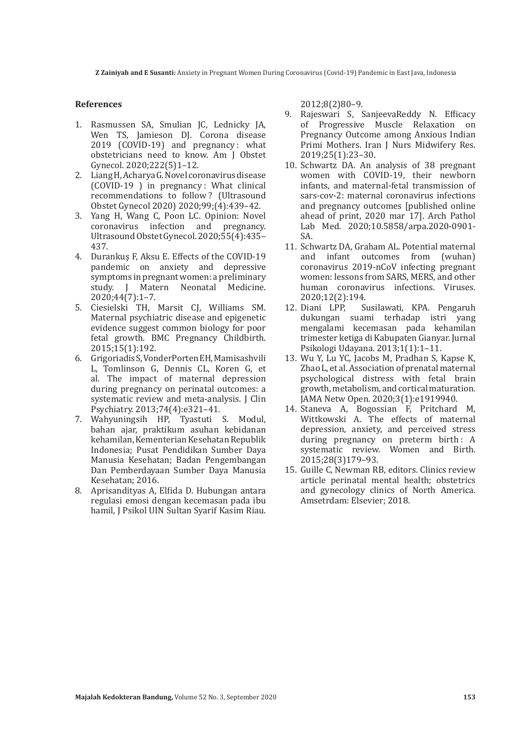## References

1. Rasmussen SA, Smulian JC, Lednicky JA, Wen TS, Jamieson DJ. Corona disease 2019 (COVID-19) and pregnancy : what obstetricians need to know. Am J Obstet Gynecol. 2020;222(5)1–12.
2. Liang H, Acharya G. Novel coronavirus disease (COVID-19 ) in pregnancy : What clinical recommendations to follow ? (Ultrasound Obstet Gynecol 2020) 2020;99;(4):439–42.
3. Yang H, Wang C, Poon LC. Opinion: Novel coronavirus infection and pregnancy. Ultrasound Obstet Gynecol. 2020;55(4):435–437.
4. Durankuş F, Aksu E. Effects of the COVID-19 pandemic on anxiety and depressive symptoms in pregnant women: a preliminary study. J Matern Neonatal Medicine. 2020;44(7):1–7.
5. Ciesielski TH, Marsit CJ, Williams SM. Maternal psychiatric disease and epigenetic evidence suggest common biology for poor fetal growth. BMC Pregnancy Childbirth. 2015;15(1):192.
6. Grigoriadis S, VonderPorten EH, Mamisashvili L, Tomlinson G, Dennis CL, Koren G, et al. The impact of maternal depression during pregnancy on perinatal outcomes: a systematic review and meta-analysis. J Clin Psychiatry. 2013;74(4):e321–41.
7. Wahyuningsih HP, Tyastuti S. Modul, bahan ajar, praktikum asuhan kebidanan kehamilan, Kementerian Kesehatan Republik Indonesia; Pusat Pendidikan Sumber Daya Manusia Kesehatan; Badan Pengembangan Dan Pemberdayaan Sumber Daya Manusia Kesehatan; 2016.
8. Aprisandityas A, Elfida D. Hubungan antara regulasi emosi dengan kecemasan pada ibu hamil, J Psikol UIN Sultan Syarif Kasim Riau. 2012;8(2)80–9.
9. Rajeswari S, SanjeevaReddy N. Efficacy of Progressive Muscle Relaxation on Pregnancy Outcome among Anxious Indian Primi Mothers. Iran J Nurs Midwifery Res. 2019;25(1):23–30.
10. Schwartz DA. An analysis of 38 pregnant women with COVID-19, their newborn infants, and maternal-fetal transmission of sars-cov-2: maternal coronavirus infections and pregnancy outcomes [published online ahead of print, 2020 mar 17]. Arch Pathol Lab Med. 2020;10.5858/arpa.2020-0901-SA.
11. Schwartz DA, Graham AL. Potential maternal and infant outcomes from (wuhan) coronavirus 2019-nCoV infecting pregnant women: lessons from SARS, MERS, and other human coronavirus infections. Viruses. 2020;12(2):194.
12. Diani LPP, Susilawati, KPA. Pengaruh dukungan suami terhadap istri yang mengalami kecemasan pada kehamilan trimester ketiga di Kabupaten Gianyar. Jurnal Psikologi Udayana. 2013;1(1):1–11.
13. Wu Y, Lu YC, Jacobs M, Pradhan S, Kapse K, Zhao L, et al. Association of prenatal maternal psychological distress with fetal brain growth, metabolism, and cortical maturation. JAMA Netw Open. 2020;3(1):e1919940.
14. Staneva A, Bogossian F, Pritchard M, Wittkowski A. The effects of maternal depression, anxiety, and perceived stress during pregnancy on preterm birth : A systematic review. Women and Birth. 2015;28(3)179–93.
15. Guille C, Newman RB, editors. Clinics review article perinatal mental health; obstetrics and gynecology clinics of North America. Amsetrdam: Elsevier; 2018.